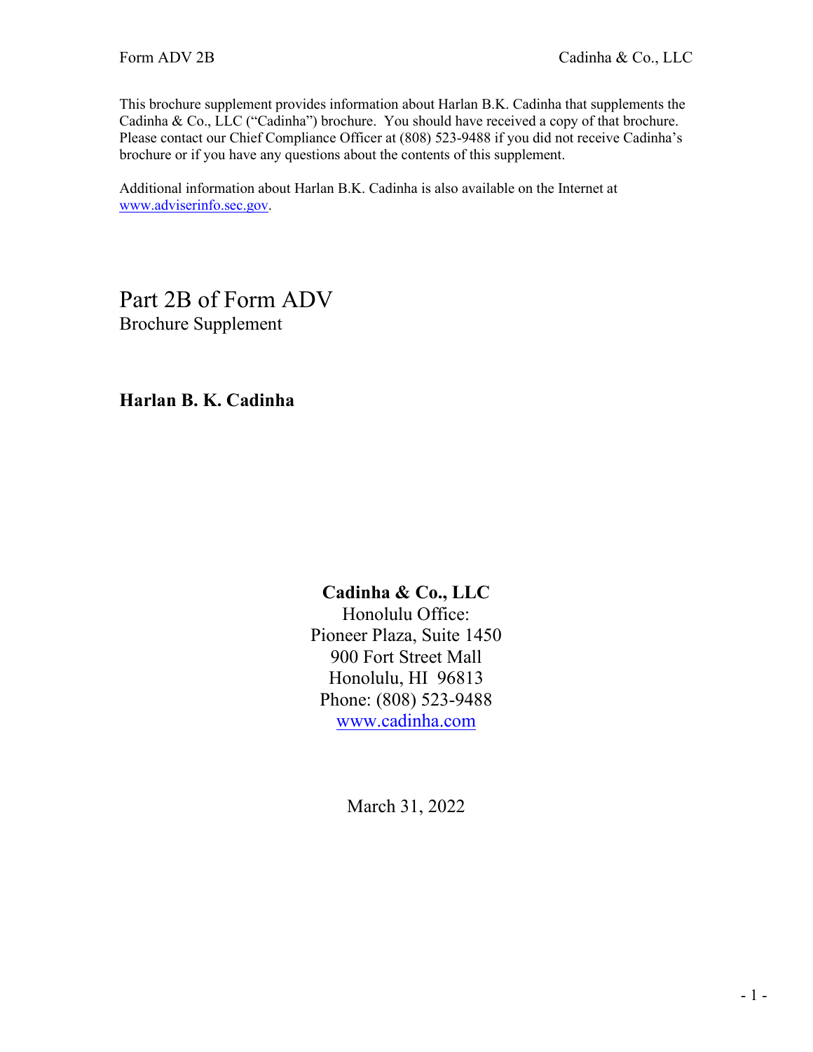This brochure supplement provides information about Harlan B.K. Cadinha that supplements the Cadinha & Co., LLC ("Cadinha") brochure. You should have received a copy of that brochure. Please contact our Chief Compliance Officer at (808) 523-9488 if you did not receive Cadinha's brochure or if you have any questions about the contents of this supplement.

Additional information about Harlan B.K. Cadinha is also available on the Internet at www.adviserinfo.sec.gov.

# Part 2B of Form ADV

## Brochure Supplement

### Harlan B. K. Cadinha

**Cadinha & Co., LLC**
Honolulu Office:
Pioneer Plaza, Suite 1450
900 Fort Street Mall
Honolulu, HI 96813
Phone: (808) 523-9488
www.cadinha.com

March 31, 2022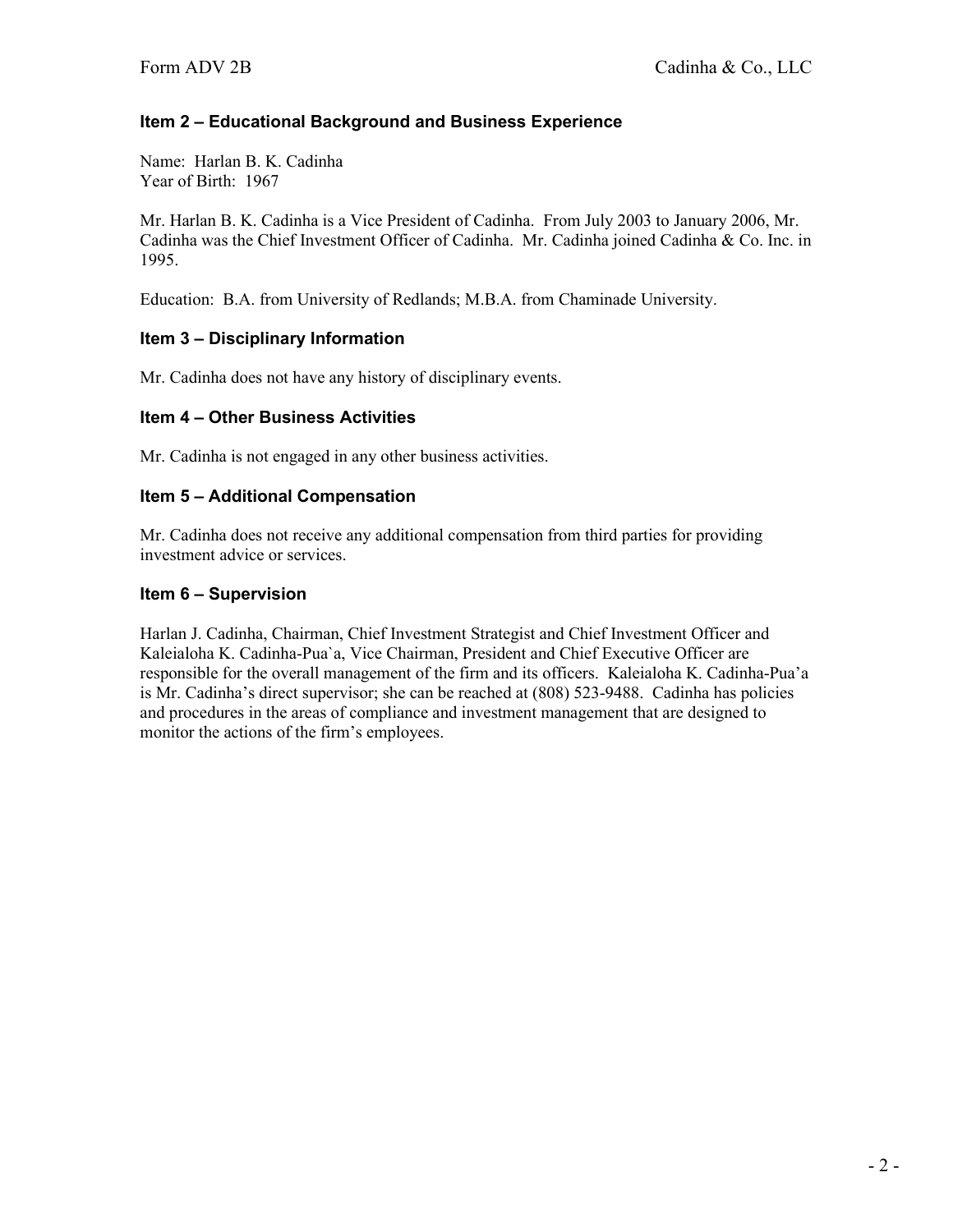### Item 2 – Educational Background and Business Experience

Name: Harlan B. K. Cadinha
Year of Birth: 1967

Mr. Harlan B. K. Cadinha is a Vice President of Cadinha. From July 2003 to January 2006, Mr. Cadinha was the Chief Investment Officer of Cadinha. Mr. Cadinha joined Cadinha & Co. Inc. in 1995.

Education: B.A. from University of Redlands; M.B.A. from Chaminade University.

### Item 3 – Disciplinary Information

Mr. Cadinha does not have any history of disciplinary events.

### Item 4 – Other Business Activities

Mr. Cadinha is not engaged in any other business activities.

### Item 5 – Additional Compensation

Mr. Cadinha does not receive any additional compensation from third parties for providing investment advice or services.

### Item 6 – Supervision

Harlan J. Cadinha, Chairman, Chief Investment Strategist and Chief Investment Officer and Kaleialoha K. Cadinha-Pua`a, Vice Chairman, President and Chief Executive Officer are responsible for the overall management of the firm and its officers. Kaleialoha K. Cadinha-Pua'a is Mr. Cadinha's direct supervisor; she can be reached at (808) 523-9488. Cadinha has policies and procedures in the areas of compliance and investment management that are designed to monitor the actions of the firm's employees.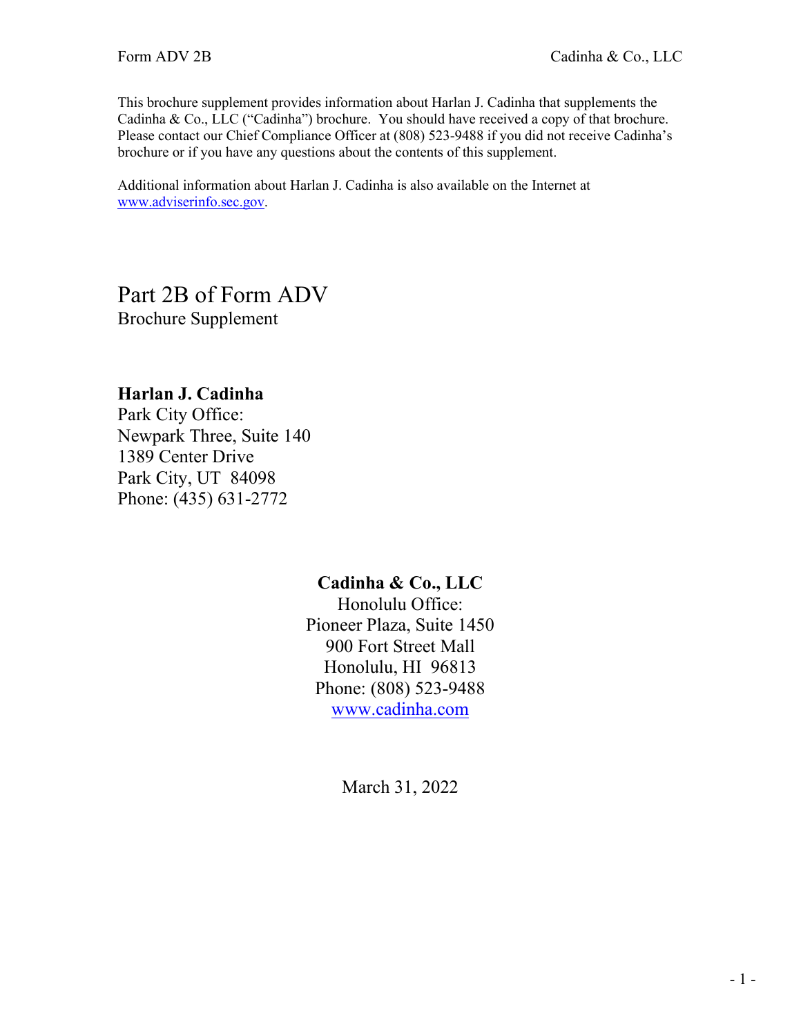This brochure supplement provides information about Harlan J. Cadinha that supplements the Cadinha & Co., LLC ("Cadinha") brochure. You should have received a copy of that brochure. Please contact our Chief Compliance Officer at (808) 523-9488 if you did not receive Cadinha's brochure or if you have any questions about the contents of this supplement.

Additional information about Harlan J. Cadinha is also available on the Internet at www.adviserinfo.sec.gov.

# Part 2B of Form ADV

Brochure Supplement

**Harlan J. Cadinha**
Park City Office:
Newpark Three, Suite 140
1389 Center Drive
Park City, UT 84098
Phone: (435) 631-2772

**Cadinha & Co., LLC**
Honolulu Office:
Pioneer Plaza, Suite 1450
900 Fort Street Mall
Honolulu, HI 96813
Phone: (808) 523-9488
www.cadinha.com

March 31, 2022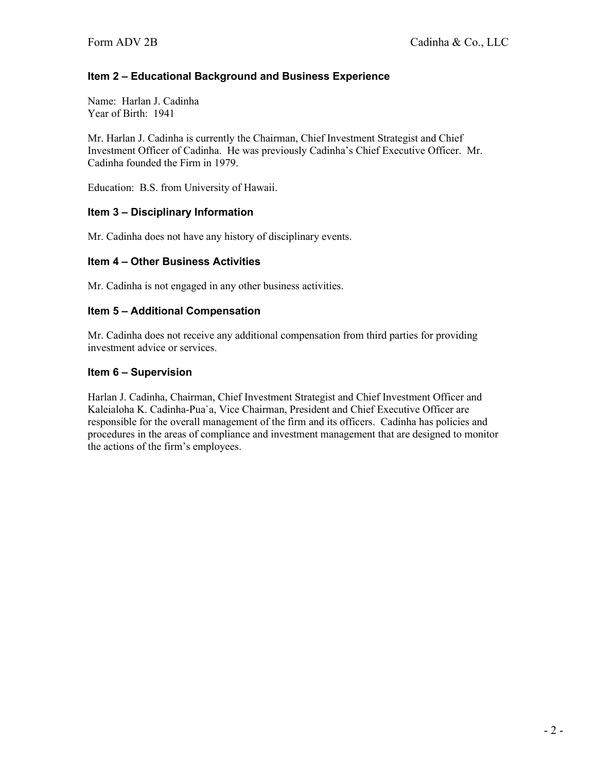## Item 2 – Educational Background and Business Experience

Name: Harlan J. Cadinha
Year of Birth: 1941

Mr. Harlan J. Cadinha is currently the Chairman, Chief Investment Strategist and Chief Investment Officer of Cadinha. He was previously Cadinha's Chief Executive Officer. Mr. Cadinha founded the Firm in 1979.

Education: B.S. from University of Hawaii.

## Item 3 – Disciplinary Information

Mr. Cadinha does not have any history of disciplinary events.

## Item 4 – Other Business Activities

Mr. Cadinha is not engaged in any other business activities.

## Item 5 – Additional Compensation

Mr. Cadinha does not receive any additional compensation from third parties for providing investment advice or services.

## Item 6 – Supervision

Harlan J. Cadinha, Chairman, Chief Investment Strategist and Chief Investment Officer and Kaleialoha K. Cadinha-Pua`a, Vice Chairman, President and Chief Executive Officer are responsible for the overall management of the firm and its officers. Cadinha has policies and procedures in the areas of compliance and investment management that are designed to monitor the actions of the firm's employees.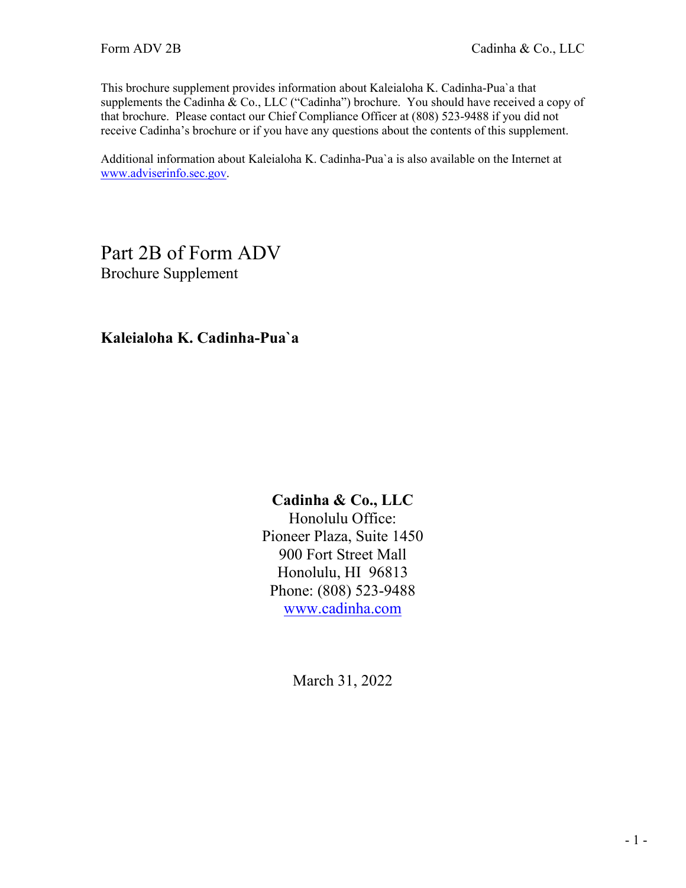This brochure supplement provides information about Kaleialoha K. Cadinha-Pua`a that supplements the Cadinha & Co., LLC ("Cadinha") brochure. You should have received a copy of that brochure. Please contact our Chief Compliance Officer at (808) 523-9488 if you did not receive Cadinha's brochure or if you have any questions about the contents of this supplement.

Additional information about Kaleialoha K. Cadinha-Pua`a is also available on the Internet at www.adviserinfo.sec.gov.

# Part 2B of Form ADV

Brochure Supplement

**Kaleialoha K. Cadinha-Pua`a**

**Cadinha & Co., LLC**
Honolulu Office:
Pioneer Plaza, Suite 1450
900 Fort Street Mall
Honolulu, HI 96813
Phone: (808) 523-9488
www.cadinha.com

March 31, 2022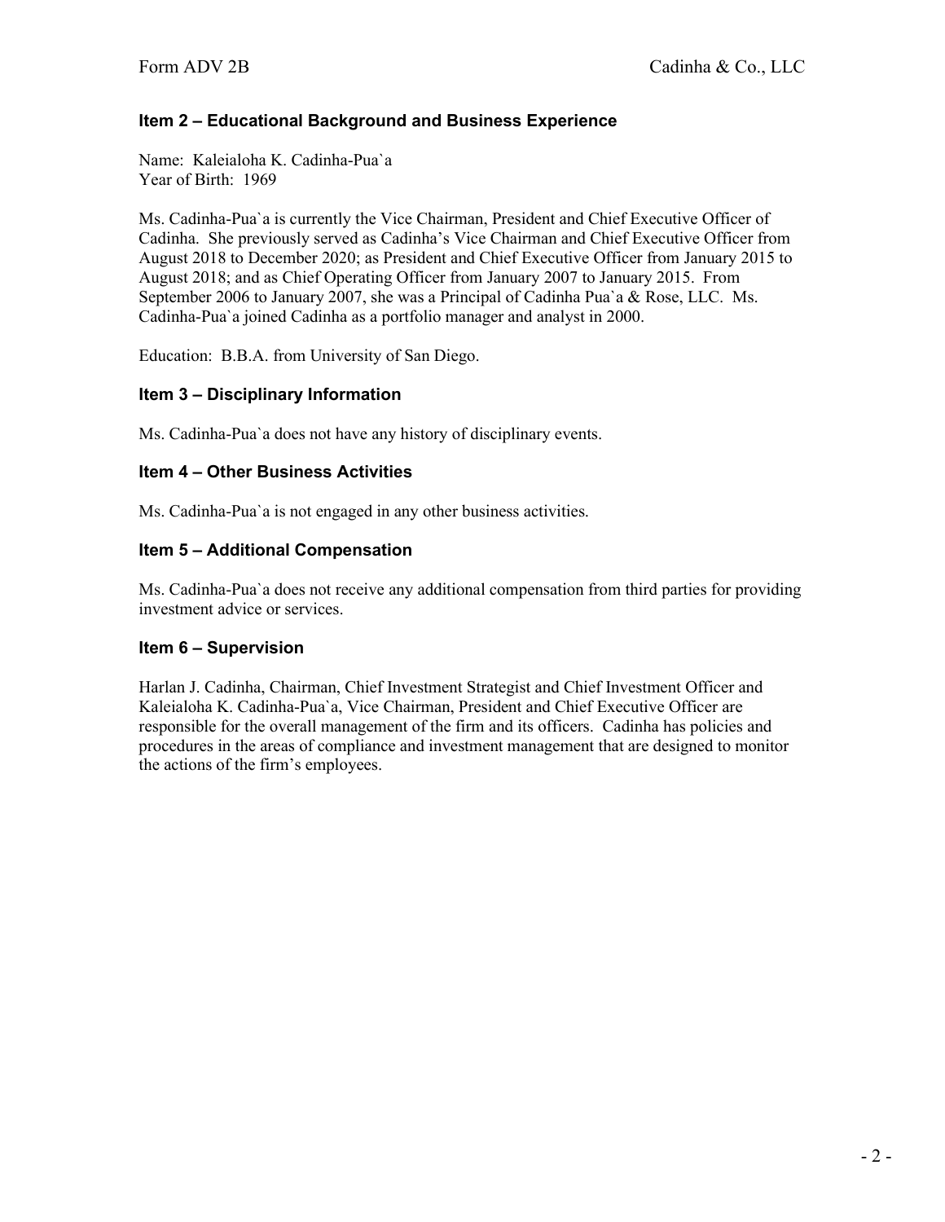## Item 2 – Educational Background and Business Experience

Name: Kaleialoha K. Cadinha-Pua`a
Year of Birth: 1969

Ms. Cadinha-Pua`a is currently the Vice Chairman, President and Chief Executive Officer of Cadinha. She previously served as Cadinha's Vice Chairman and Chief Executive Officer from August 2018 to December 2020; as President and Chief Executive Officer from January 2015 to August 2018; and as Chief Operating Officer from January 2007 to January 2015. From September 2006 to January 2007, she was a Principal of Cadinha Pua`a & Rose, LLC. Ms. Cadinha-Pua`a joined Cadinha as a portfolio manager and analyst in 2000.

Education: B.B.A. from University of San Diego.

## Item 3 – Disciplinary Information

Ms. Cadinha-Pua`a does not have any history of disciplinary events.

## Item 4 – Other Business Activities

Ms. Cadinha-Pua`a is not engaged in any other business activities.

## Item 5 – Additional Compensation

Ms. Cadinha-Pua`a does not receive any additional compensation from third parties for providing investment advice or services.

## Item 6 – Supervision

Harlan J. Cadinha, Chairman, Chief Investment Strategist and Chief Investment Officer and Kaleialoha K. Cadinha-Pua`a, Vice Chairman, President and Chief Executive Officer are responsible for the overall management of the firm and its officers. Cadinha has policies and procedures in the areas of compliance and investment management that are designed to monitor the actions of the firm's employees.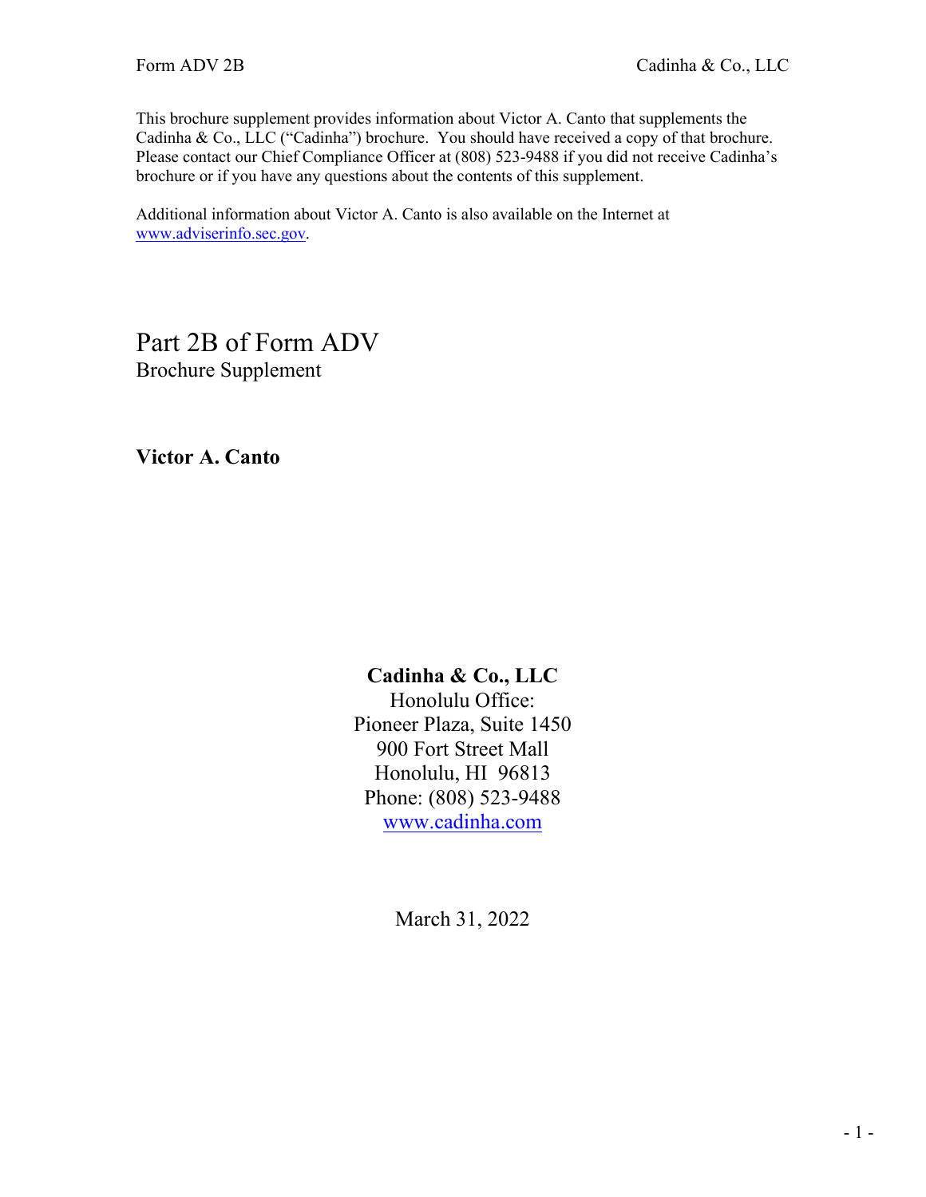This brochure supplement provides information about Victor A. Canto that supplements the Cadinha & Co., LLC ("Cadinha") brochure. You should have received a copy of that brochure. Please contact our Chief Compliance Officer at (808) 523-9488 if you did not receive Cadinha's brochure or if you have any questions about the contents of this supplement.

Additional information about Victor A. Canto is also available on the Internet at www.adviserinfo.sec.gov.

# Part 2B of Form ADV

Brochure Supplement

**Victor A. Canto**

**Cadinha & Co., LLC**
Honolulu Office:
Pioneer Plaza, Suite 1450
900 Fort Street Mall
Honolulu, HI 96813
Phone: (808) 523-9488
www.cadinha.com

March 31, 2022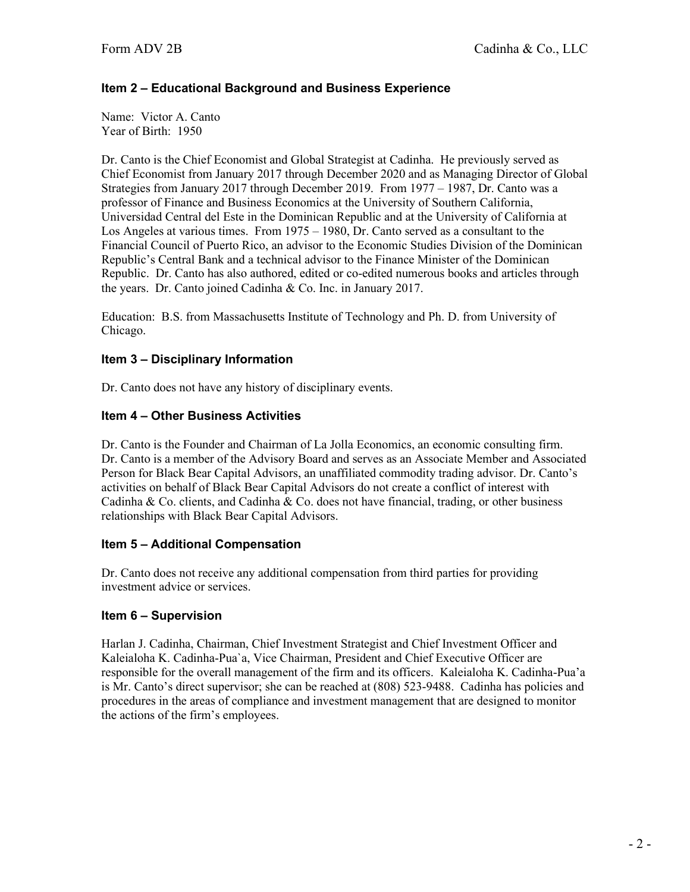## Item 2 – Educational Background and Business Experience

Name: Victor A. Canto
Year of Birth: 1950

Dr. Canto is the Chief Economist and Global Strategist at Cadinha. He previously served as Chief Economist from January 2017 through December 2020 and as Managing Director of Global Strategies from January 2017 through December 2019. From 1977 – 1987, Dr. Canto was a professor of Finance and Business Economics at the University of Southern California, Universidad Central del Este in the Dominican Republic and at the University of California at Los Angeles at various times. From 1975 – 1980, Dr. Canto served as a consultant to the Financial Council of Puerto Rico, an advisor to the Economic Studies Division of the Dominican Republic's Central Bank and a technical advisor to the Finance Minister of the Dominican Republic. Dr. Canto has also authored, edited or co-edited numerous books and articles through the years. Dr. Canto joined Cadinha & Co. Inc. in January 2017.

Education: B.S. from Massachusetts Institute of Technology and Ph. D. from University of Chicago.

## Item 3 – Disciplinary Information

Dr. Canto does not have any history of disciplinary events.

## Item 4 – Other Business Activities

Dr. Canto is the Founder and Chairman of La Jolla Economics, an economic consulting firm. Dr. Canto is a member of the Advisory Board and serves as an Associate Member and Associated Person for Black Bear Capital Advisors, an unaffiliated commodity trading advisor. Dr. Canto's activities on behalf of Black Bear Capital Advisors do not create a conflict of interest with Cadinha & Co. clients, and Cadinha & Co. does not have financial, trading, or other business relationships with Black Bear Capital Advisors.

## Item 5 – Additional Compensation

Dr. Canto does not receive any additional compensation from third parties for providing investment advice or services.

## Item 6 – Supervision

Harlan J. Cadinha, Chairman, Chief Investment Strategist and Chief Investment Officer and Kaleialoha K. Cadinha-Pua`a, Vice Chairman, President and Chief Executive Officer are responsible for the overall management of the firm and its officers. Kaleialoha K. Cadinha-Pua'a is Mr. Canto's direct supervisor; she can be reached at (808) 523-9488. Cadinha has policies and procedures in the areas of compliance and investment management that are designed to monitor the actions of the firm's employees.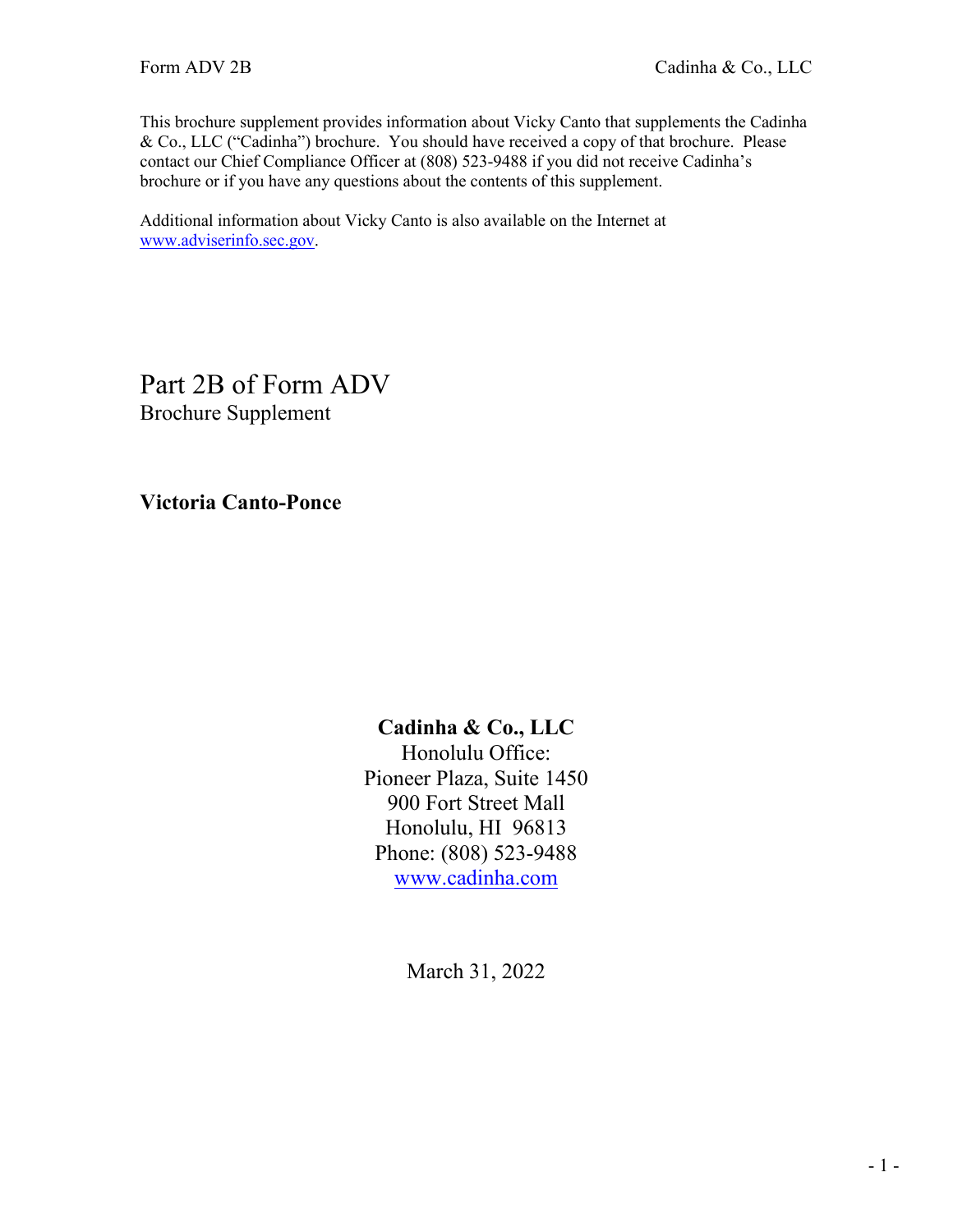This brochure supplement provides information about Vicky Canto that supplements the Cadinha & Co., LLC ("Cadinha") brochure. You should have received a copy of that brochure. Please contact our Chief Compliance Officer at (808) 523-9488 if you did not receive Cadinha's brochure or if you have any questions about the contents of this supplement.

Additional information about Vicky Canto is also available on the Internet at www.adviserinfo.sec.gov.

# Part 2B of Form ADV

Brochure Supplement

**Victoria Canto-Ponce**

**Cadinha & Co., LLC**
Honolulu Office:
Pioneer Plaza, Suite 1450
900 Fort Street Mall
Honolulu, HI 96813
Phone: (808) 523-9488
www.cadinha.com

March 31, 2022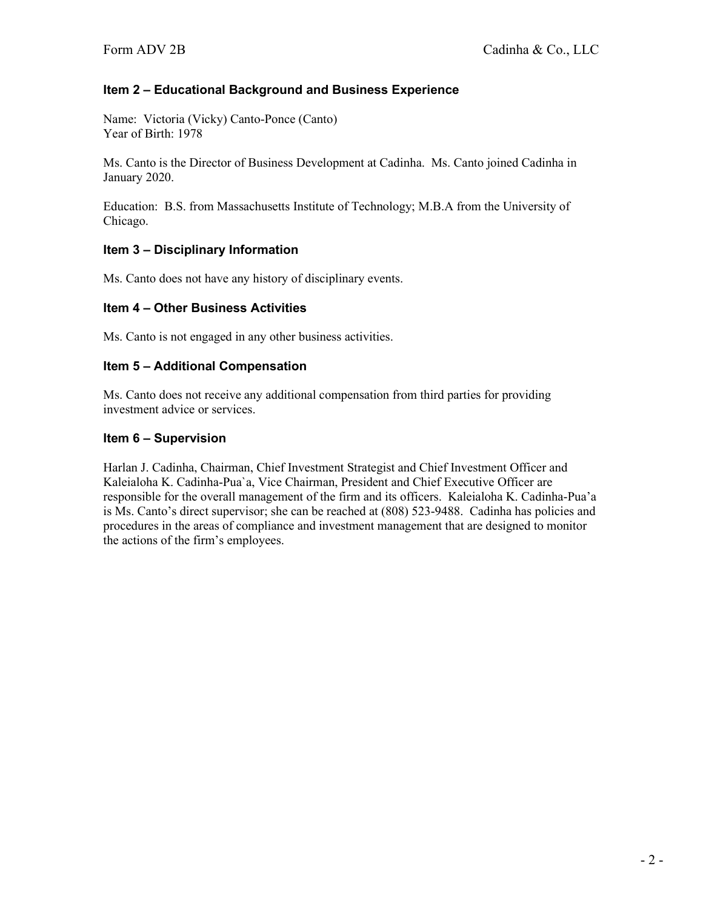## Item 2 – Educational Background and Business Experience

Name: Victoria (Vicky) Canto-Ponce (Canto)
Year of Birth: 1978

Ms. Canto is the Director of Business Development at Cadinha. Ms. Canto joined Cadinha in January 2020.

Education: B.S. from Massachusetts Institute of Technology; M.B.A from the University of Chicago.

## Item 3 – Disciplinary Information

Ms. Canto does not have any history of disciplinary events.

## Item 4 – Other Business Activities

Ms. Canto is not engaged in any other business activities.

## Item 5 – Additional Compensation

Ms. Canto does not receive any additional compensation from third parties for providing investment advice or services.

## Item 6 – Supervision

Harlan J. Cadinha, Chairman, Chief Investment Strategist and Chief Investment Officer and Kaleialoha K. Cadinha-Pua`a, Vice Chairman, President and Chief Executive Officer are responsible for the overall management of the firm and its officers. Kaleialoha K. Cadinha-Pua'a is Ms. Canto's direct supervisor; she can be reached at (808) 523-9488. Cadinha has policies and procedures in the areas of compliance and investment management that are designed to monitor the actions of the firm's employees.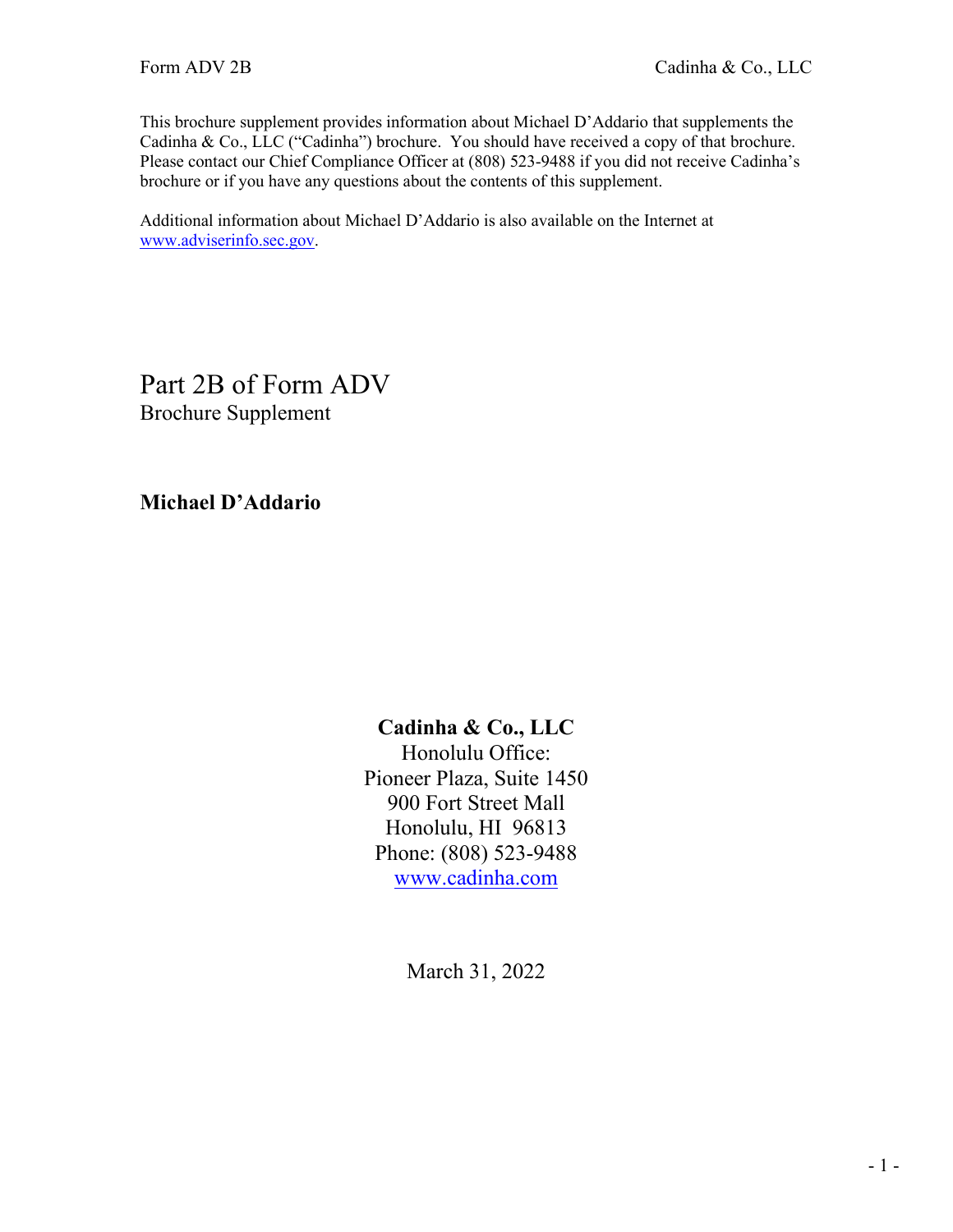This brochure supplement provides information about Michael D'Addario that supplements the Cadinha & Co., LLC ("Cadinha") brochure. You should have received a copy of that brochure. Please contact our Chief Compliance Officer at (808) 523-9488 if you did not receive Cadinha's brochure or if you have any questions about the contents of this supplement.

Additional information about Michael D'Addario is also available on the Internet at www.adviserinfo.sec.gov.

# Part 2B of Form ADV

Brochure Supplement

**Michael D'Addario**

**Cadinha & Co., LLC**
Honolulu Office:
Pioneer Plaza, Suite 1450
900 Fort Street Mall
Honolulu, HI 96813
Phone: (808) 523-9488
www.cadinha.com

March 31, 2022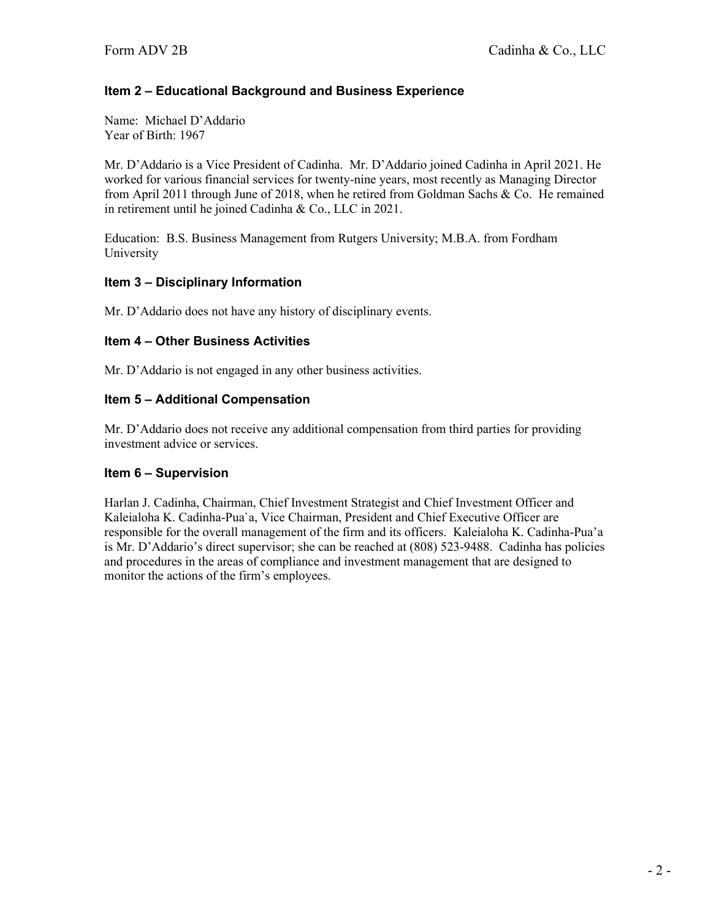## Item 2 – Educational Background and Business Experience

Name: Michael D'Addario
Year of Birth: 1967

Mr. D'Addario is a Vice President of Cadinha. Mr. D'Addario joined Cadinha in April 2021. He worked for various financial services for twenty-nine years, most recently as Managing Director from April 2011 through June of 2018, when he retired from Goldman Sachs & Co. He remained in retirement until he joined Cadinha & Co., LLC in 2021.

Education: B.S. Business Management from Rutgers University; M.B.A. from Fordham University

## Item 3 – Disciplinary Information

Mr. D'Addario does not have any history of disciplinary events.

## Item 4 – Other Business Activities

Mr. D'Addario is not engaged in any other business activities.

## Item 5 – Additional Compensation

Mr. D'Addario does not receive any additional compensation from third parties for providing investment advice or services.

## Item 6 – Supervision

Harlan J. Cadinha, Chairman, Chief Investment Strategist and Chief Investment Officer and Kaleialoha K. Cadinha-Pua`a, Vice Chairman, President and Chief Executive Officer are responsible for the overall management of the firm and its officers. Kaleialoha K. Cadinha-Pua'a is Mr. D'Addario's direct supervisor; she can be reached at (808) 523-9488. Cadinha has policies and procedures in the areas of compliance and investment management that are designed to monitor the actions of the firm's employees.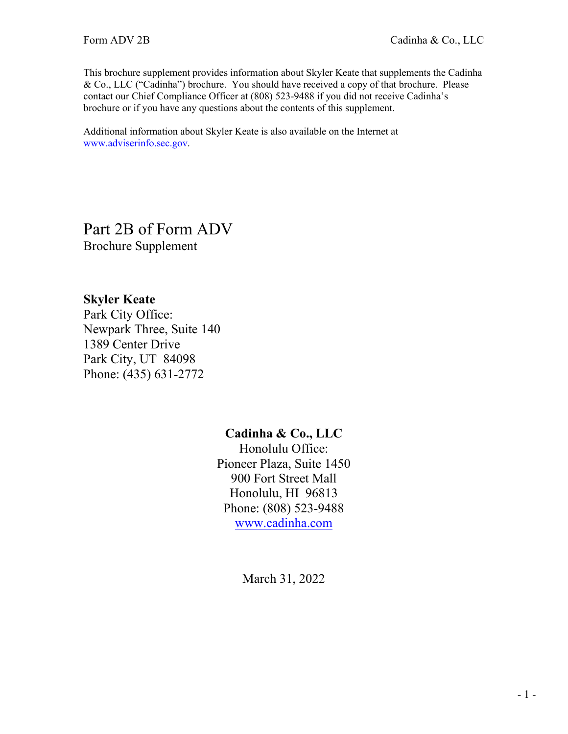This brochure supplement provides information about Skyler Keate that supplements the Cadinha & Co., LLC ("Cadinha") brochure. You should have received a copy of that brochure. Please contact our Chief Compliance Officer at (808) 523-9488 if you did not receive Cadinha's brochure or if you have any questions about the contents of this supplement.

Additional information about Skyler Keate is also available on the Internet at www.adviserinfo.sec.gov.

# Part 2B of Form ADV
Brochure Supplement

**Skyler Keate**
Park City Office:
Newpark Three, Suite 140
1389 Center Drive
Park City, UT 84098
Phone: (435) 631-2772

**Cadinha & Co., LLC**
Honolulu Office:
Pioneer Plaza, Suite 1450
900 Fort Street Mall
Honolulu, HI 96813
Phone: (808) 523-9488
www.cadinha.com

March 31, 2022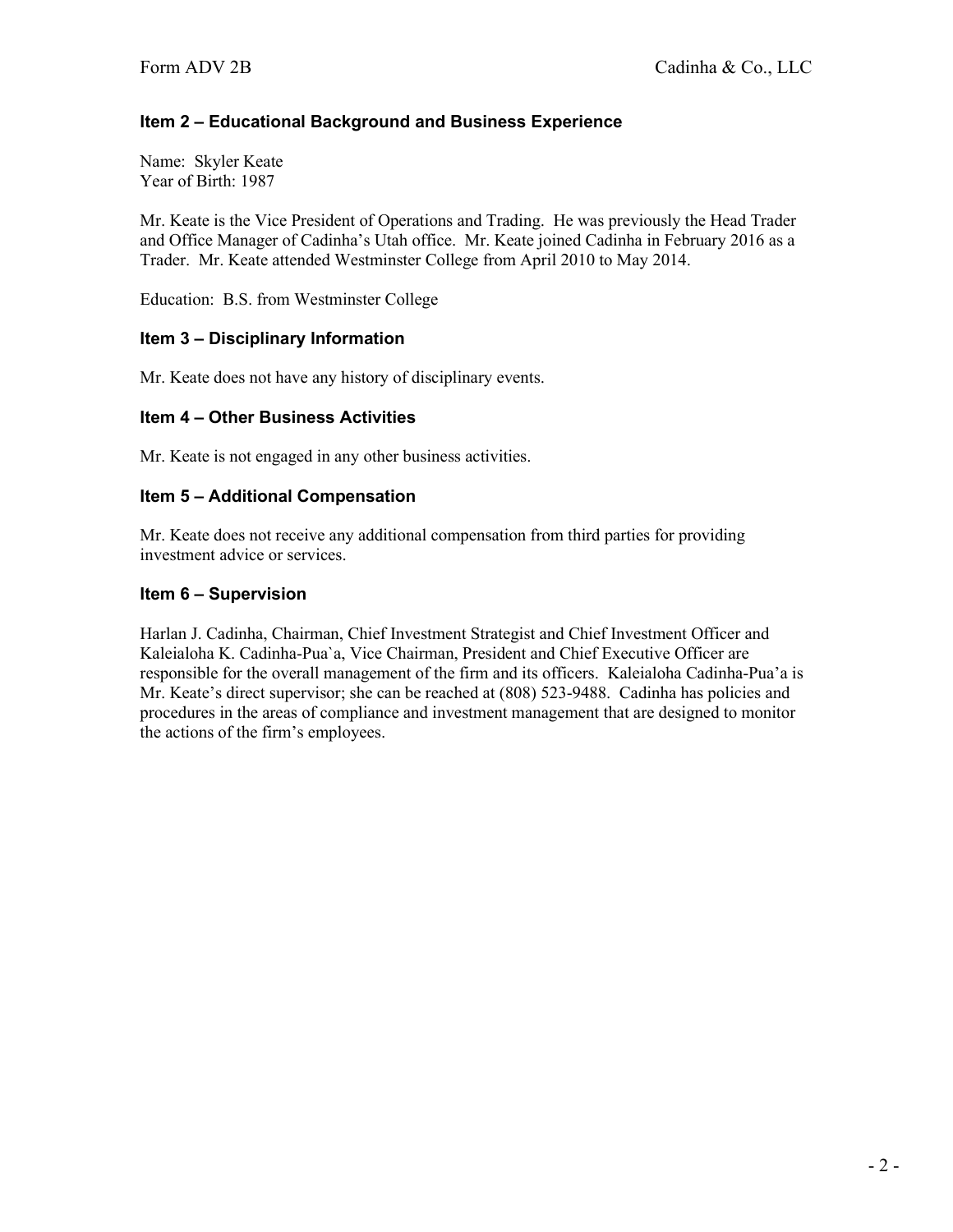## Item 2 – Educational Background and Business Experience

Name: Skyler Keate
Year of Birth: 1987

Mr. Keate is the Vice President of Operations and Trading. He was previously the Head Trader and Office Manager of Cadinha's Utah office. Mr. Keate joined Cadinha in February 2016 as a Trader. Mr. Keate attended Westminster College from April 2010 to May 2014.

Education: B.S. from Westminster College

## Item 3 – Disciplinary Information

Mr. Keate does not have any history of disciplinary events.

## Item 4 – Other Business Activities

Mr. Keate is not engaged in any other business activities.

## Item 5 – Additional Compensation

Mr. Keate does not receive any additional compensation from third parties for providing investment advice or services.

## Item 6 – Supervision

Harlan J. Cadinha, Chairman, Chief Investment Strategist and Chief Investment Officer and Kaleialoha K. Cadinha-Pua`a, Vice Chairman, President and Chief Executive Officer are responsible for the overall management of the firm and its officers. Kaleialoha Cadinha-Pua'a is Mr. Keate's direct supervisor; she can be reached at (808) 523-9488. Cadinha has policies and procedures in the areas of compliance and investment management that are designed to monitor the actions of the firm's employees.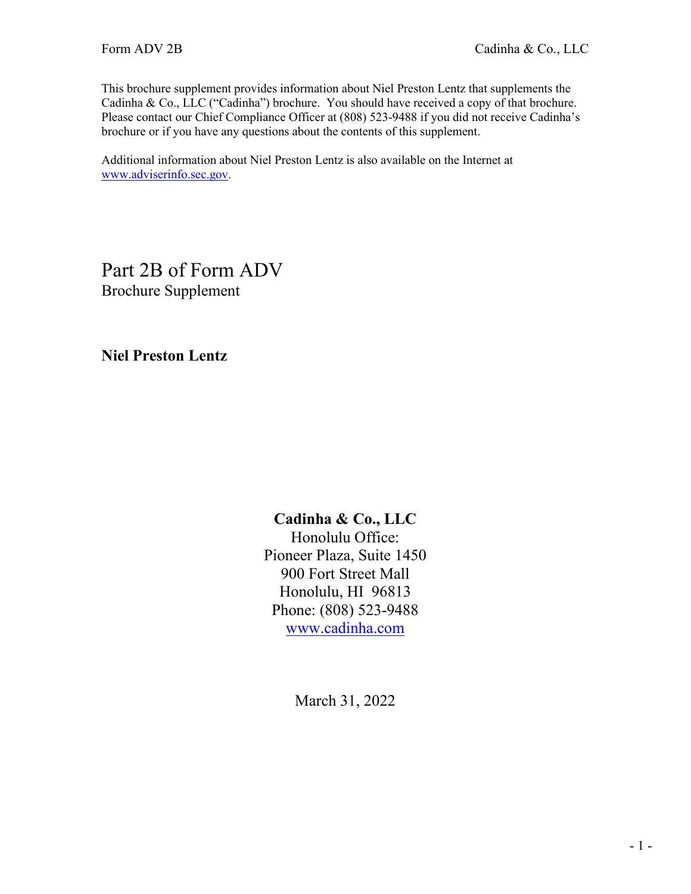This brochure supplement provides information about Niel Preston Lentz that supplements the Cadinha & Co., LLC ("Cadinha") brochure. You should have received a copy of that brochure. Please contact our Chief Compliance Officer at (808) 523-9488 if you did not receive Cadinha's brochure or if you have any questions about the contents of this supplement.

Additional information about Niel Preston Lentz is also available on the Internet at www.adviserinfo.sec.gov.

# Part 2B of Form ADV

Brochure Supplement

**Niel Preston Lentz**

**Cadinha & Co., LLC**
Honolulu Office:
Pioneer Plaza, Suite 1450
900 Fort Street Mall
Honolulu, HI 96813
Phone: (808) 523-9488
www.cadinha.com

March 31, 2022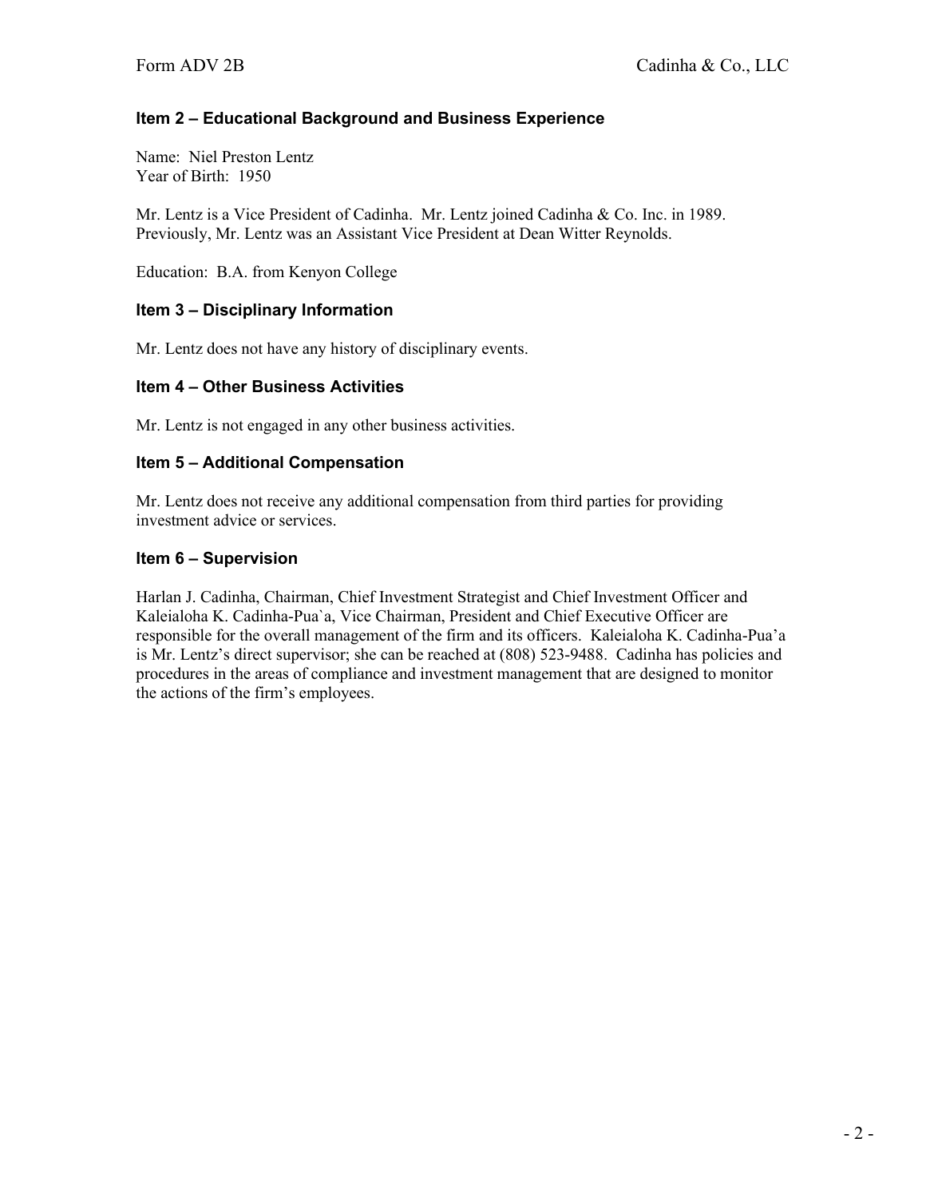## Item 2 – Educational Background and Business Experience

Name: Niel Preston Lentz
Year of Birth: 1950

Mr. Lentz is a Vice President of Cadinha. Mr. Lentz joined Cadinha & Co. Inc. in 1989. Previously, Mr. Lentz was an Assistant Vice President at Dean Witter Reynolds.

Education: B.A. from Kenyon College

## Item 3 – Disciplinary Information

Mr. Lentz does not have any history of disciplinary events.

## Item 4 – Other Business Activities

Mr. Lentz is not engaged in any other business activities.

## Item 5 – Additional Compensation

Mr. Lentz does not receive any additional compensation from third parties for providing investment advice or services.

## Item 6 – Supervision

Harlan J. Cadinha, Chairman, Chief Investment Strategist and Chief Investment Officer and Kaleialoha K. Cadinha-Pua`a, Vice Chairman, President and Chief Executive Officer are responsible for the overall management of the firm and its officers. Kaleialoha K. Cadinha-Pua'a is Mr. Lentz's direct supervisor; she can be reached at (808) 523-9488. Cadinha has policies and procedures in the areas of compliance and investment management that are designed to monitor the actions of the firm's employees.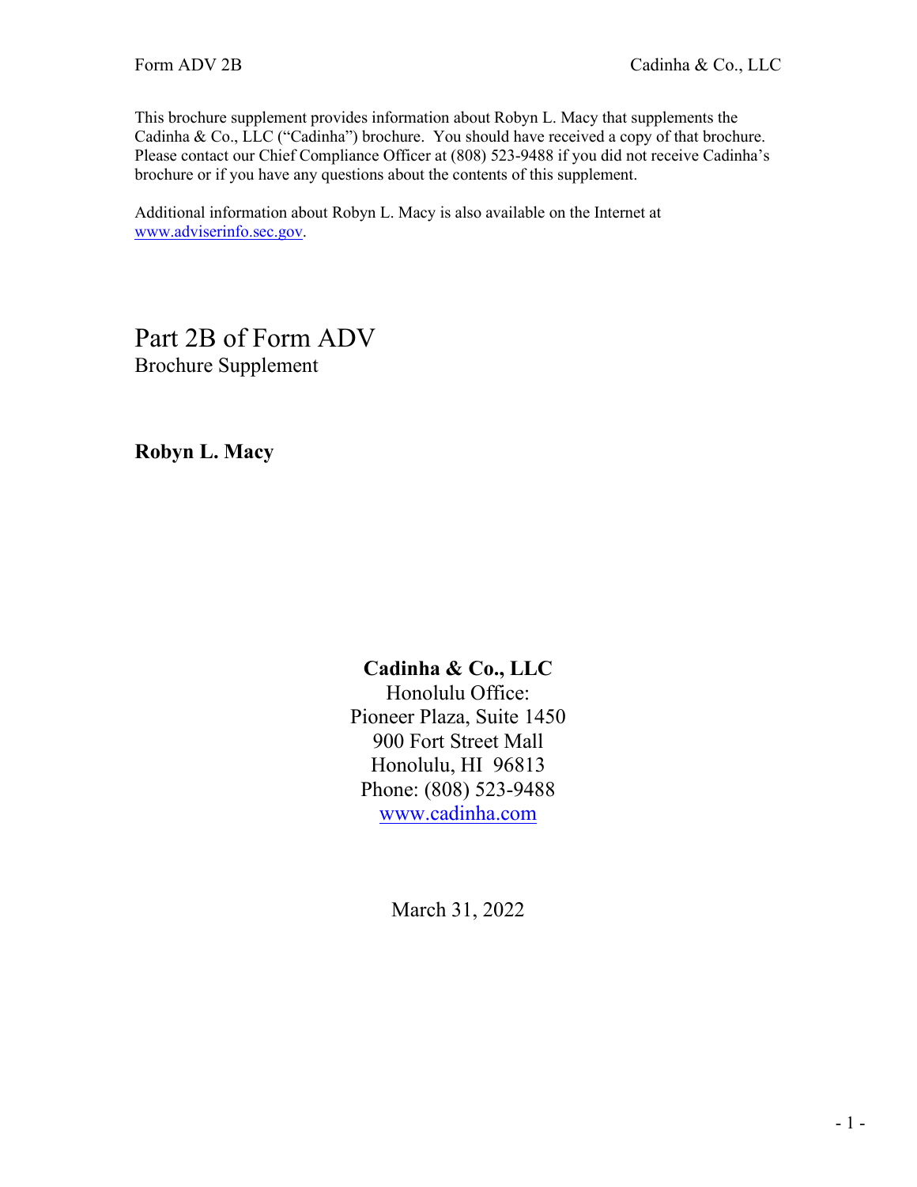This brochure supplement provides information about Robyn L. Macy that supplements the Cadinha & Co., LLC ("Cadinha") brochure. You should have received a copy of that brochure. Please contact our Chief Compliance Officer at (808) 523-9488 if you did not receive Cadinha's brochure or if you have any questions about the contents of this supplement.

Additional information about Robyn L. Macy is also available on the Internet at www.adviserinfo.sec.gov.

# Part 2B of Form ADV

Brochure Supplement

**Robyn L. Macy**

**Cadinha & Co., LLC**
Honolulu Office:
Pioneer Plaza, Suite 1450
900 Fort Street Mall
Honolulu, HI 96813
Phone: (808) 523-9488
www.cadinha.com

March 31, 2022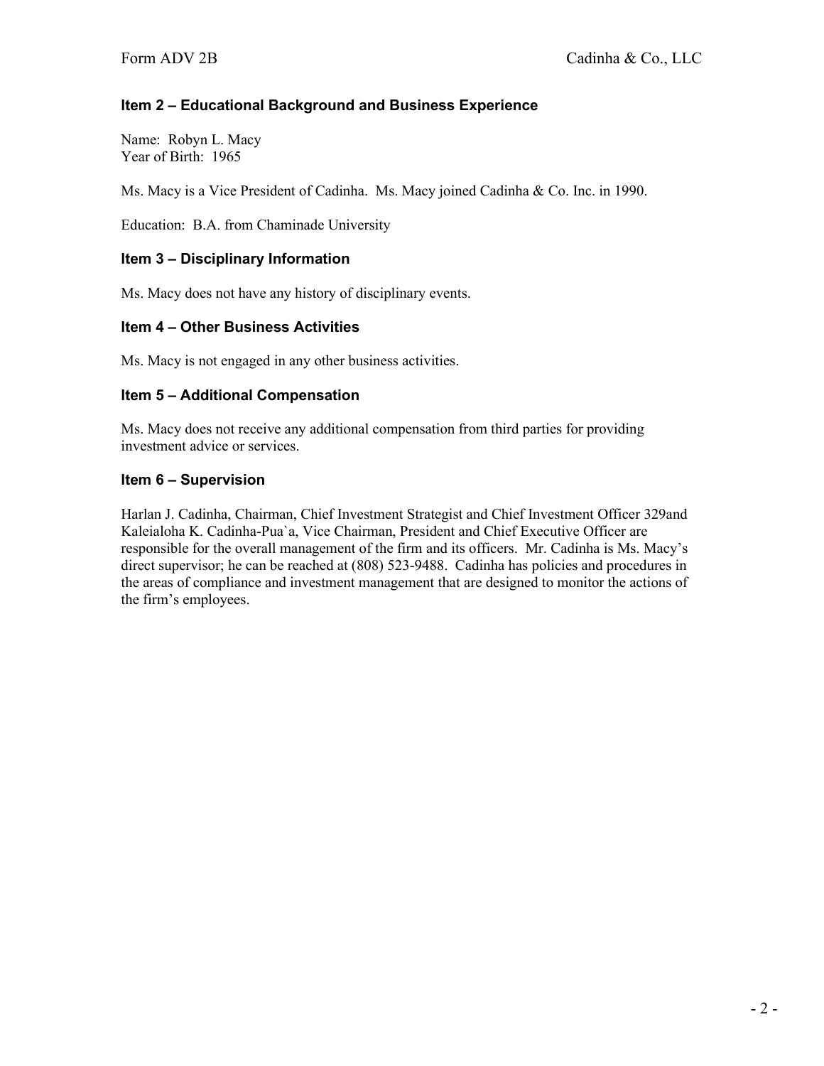## Item 2 – Educational Background and Business Experience

Name: Robyn L. Macy
Year of Birth: 1965

Ms. Macy is a Vice President of Cadinha. Ms. Macy joined Cadinha & Co. Inc. in 1990.

Education: B.A. from Chaminade University

## Item 3 – Disciplinary Information

Ms. Macy does not have any history of disciplinary events.

## Item 4 – Other Business Activities

Ms. Macy is not engaged in any other business activities.

## Item 5 – Additional Compensation

Ms. Macy does not receive any additional compensation from third parties for providing investment advice or services.

## Item 6 – Supervision

Harlan J. Cadinha, Chairman, Chief Investment Strategist and Chief Investment Officer 329and Kaleialoha K. Cadinha-Pua`a, Vice Chairman, President and Chief Executive Officer are responsible for the overall management of the firm and its officers. Mr. Cadinha is Ms. Macy's direct supervisor; he can be reached at (808) 523-9488. Cadinha has policies and procedures in the areas of compliance and investment management that are designed to monitor the actions of the firm's employees.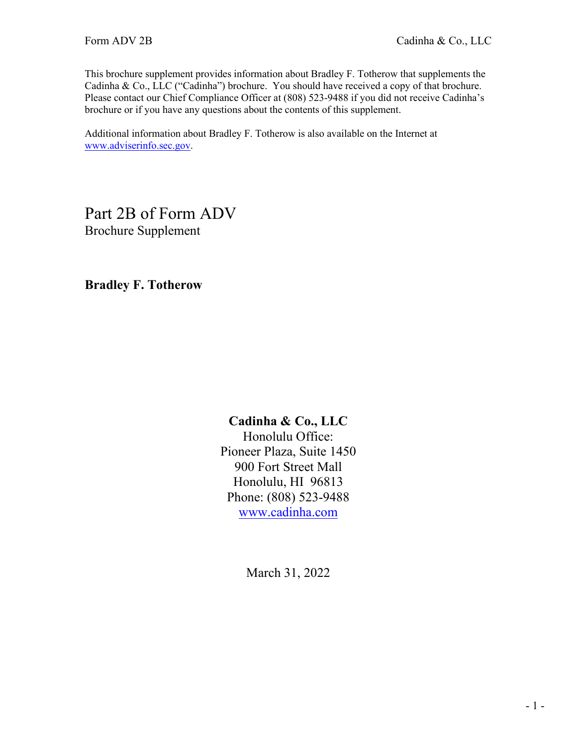This brochure supplement provides information about Bradley F. Totherow that supplements the Cadinha & Co., LLC ("Cadinha") brochure. You should have received a copy of that brochure. Please contact our Chief Compliance Officer at (808) 523-9488 if you did not receive Cadinha's brochure or if you have any questions about the contents of this supplement.

Additional information about Bradley F. Totherow is also available on the Internet at www.adviserinfo.sec.gov.

# Part 2B of Form ADV

Brochure Supplement

**Bradley F. Totherow**

**Cadinha & Co., LLC**
Honolulu Office:
Pioneer Plaza, Suite 1450
900 Fort Street Mall
Honolulu, HI 96813
Phone: (808) 523-9488
www.cadinha.com

March 31, 2022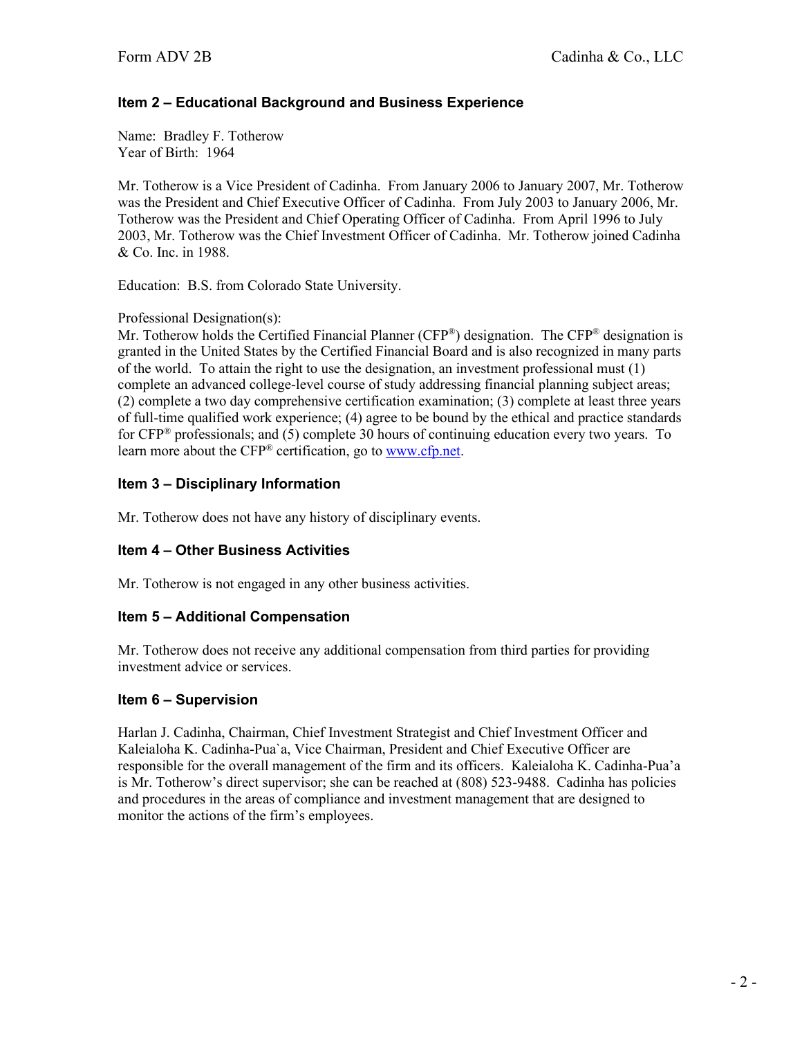## Item 2 – Educational Background and Business Experience

Name: Bradley F. Totherow
Year of Birth: 1964

Mr. Totherow is a Vice President of Cadinha. From January 2006 to January 2007, Mr. Totherow was the President and Chief Executive Officer of Cadinha. From July 2003 to January 2006, Mr. Totherow was the President and Chief Operating Officer of Cadinha. From April 1996 to July 2003, Mr. Totherow was the Chief Investment Officer of Cadinha. Mr. Totherow joined Cadinha & Co. Inc. in 1988.

Education: B.S. from Colorado State University.

Professional Designation(s):
Mr. Totherow holds the Certified Financial Planner (CFP®) designation. The CFP® designation is granted in the United States by the Certified Financial Board and is also recognized in many parts of the world. To attain the right to use the designation, an investment professional must (1) complete an advanced college-level course of study addressing financial planning subject areas; (2) complete a two day comprehensive certification examination; (3) complete at least three years of full-time qualified work experience; (4) agree to be bound by the ethical and practice standards for CFP® professionals; and (5) complete 30 hours of continuing education every two years. To learn more about the CFP® certification, go to www.cfp.net.

## Item 3 – Disciplinary Information

Mr. Totherow does not have any history of disciplinary events.

## Item 4 – Other Business Activities

Mr. Totherow is not engaged in any other business activities.

## Item 5 – Additional Compensation

Mr. Totherow does not receive any additional compensation from third parties for providing investment advice or services.

## Item 6 – Supervision

Harlan J. Cadinha, Chairman, Chief Investment Strategist and Chief Investment Officer and Kaleialoha K. Cadinha-Pua`a, Vice Chairman, President and Chief Executive Officer are responsible for the overall management of the firm and its officers. Kaleialoha K. Cadinha-Pua'a is Mr. Totherow's direct supervisor; she can be reached at (808) 523-9488. Cadinha has policies and procedures in the areas of compliance and investment management that are designed to monitor the actions of the firm's employees.